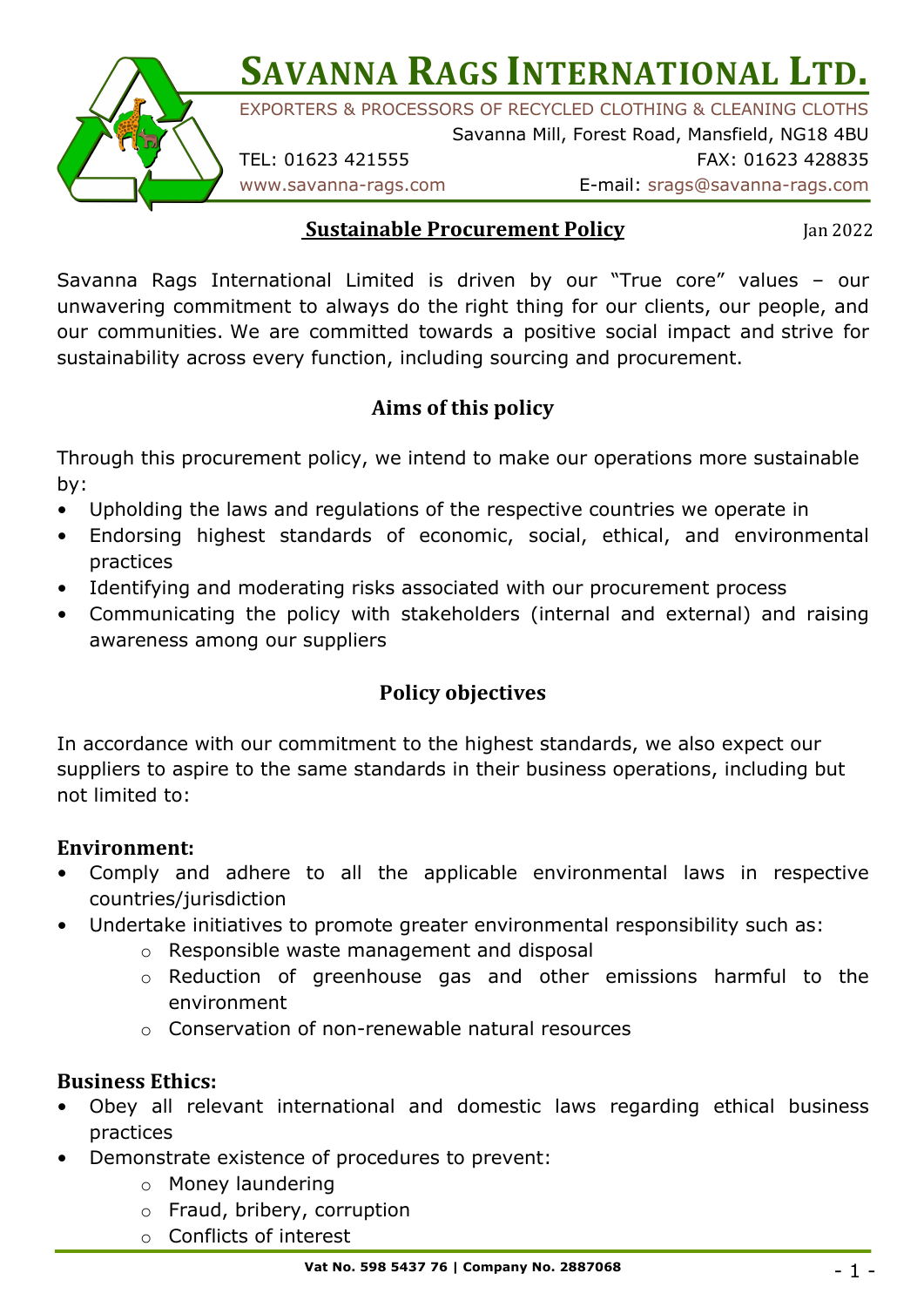# Savanna Rags International Ltd.

EXPORTERS & PROCESSORS OF RECYCLED CLOTHING & CLEANING CLOTHS

Savanna Mill, Forest Road, Mansfield, NG18 4BU

TEL: 01623 421555 FAX: 01623 428835

www.savanna-rags.com E-mail: srags@savanna-rags.com

## Sustainable Procurement Policy

Jan 2022

Savanna Rags International Limited is driven by our "True core" values – our unwavering commitment to always do the right thing for our clients, our people, and our communities. We are committed towards a positive social impact and strive for sustainability across every function, including sourcing and procurement.

### Aims of this policy

Through this procurement policy, we intend to make our operations more sustainable by:

- Upholding the laws and regulations of the respective countries we operate in
- Endorsing highest standards of economic, social, ethical, and environmental practices
- Identifying and moderating risks associated with our procurement process
- Communicating the policy with stakeholders (internal and external) and raising awareness among our suppliers

### Policy objectives

In accordance with our commitment to the highest standards, we also expect our suppliers to aspire to the same standards in their business operations, including but not limited to:

**Environment:**

- Comply and adhere to all the applicable environmental laws in respective countries/jurisdiction
- Undertake initiatives to promote greater environmental responsibility such as:
  - Responsible waste management and disposal
  - Reduction of greenhouse gas and other emissions harmful to the environment
  - Conservation of non-renewable natural resources

**Business Ethics:**

- Obey all relevant international and domestic laws regarding ethical business practices
- Demonstrate existence of procedures to prevent:
  - Money laundering
  - Fraud, bribery, corruption
  - Conflicts of interest

Vat No. 598 5437 76 | Company No. 2887068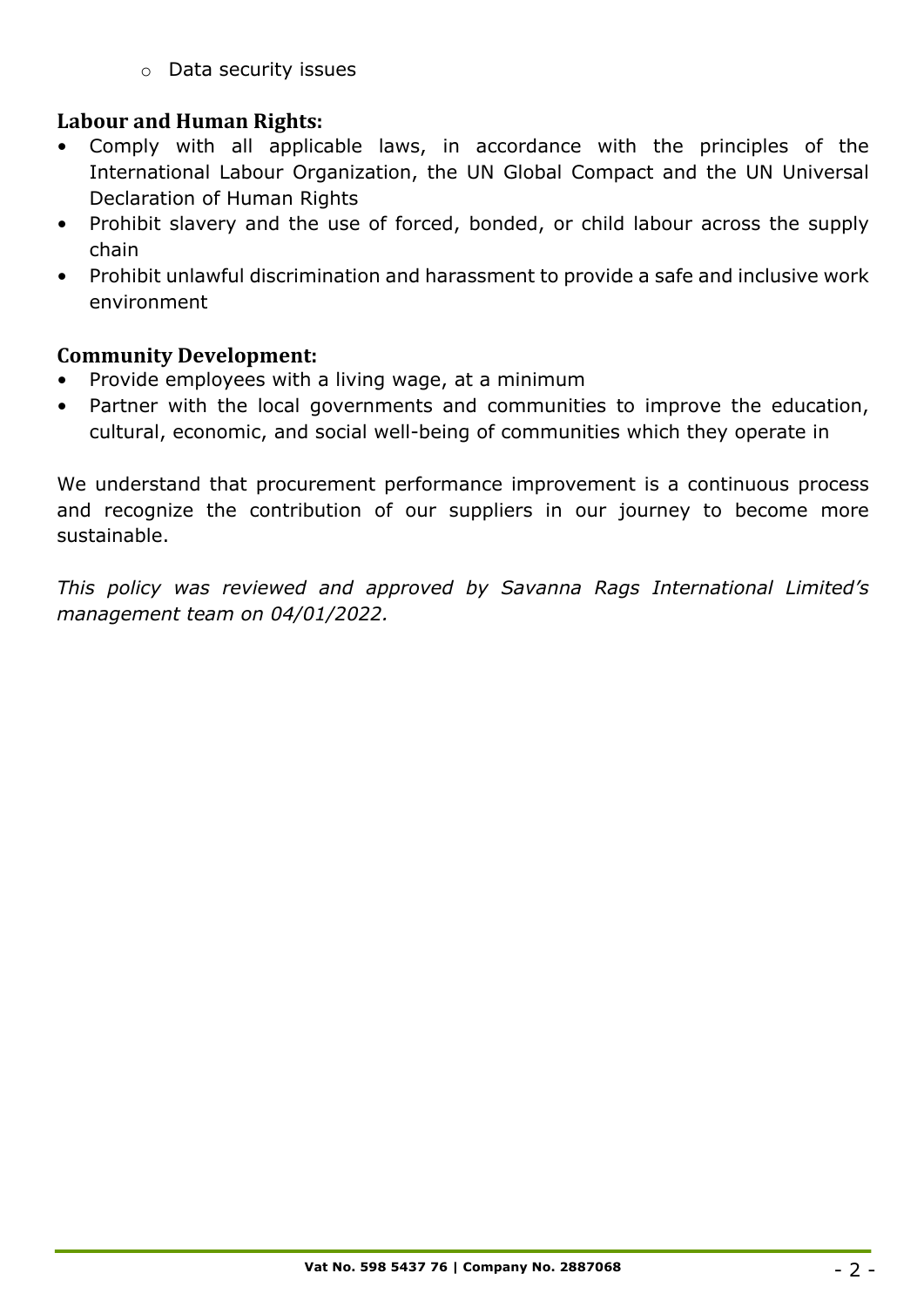- Data security issues

**Labour and Human Rights:**

- Comply with all applicable laws, in accordance with the principles of the International Labour Organization, the UN Global Compact and the UN Universal Declaration of Human Rights
- Prohibit slavery and the use of forced, bonded, or child labour across the supply chain
- Prohibit unlawful discrimination and harassment to provide a safe and inclusive work environment

**Community Development:**

- Provide employees with a living wage, at a minimum
- Partner with the local governments and communities to improve the education, cultural, economic, and social well-being of communities which they operate in

We understand that procurement performance improvement is a continuous process and recognize the contribution of our suppliers in our journey to become more sustainable.

*This policy was reviewed and approved by Savanna Rags International Limited's management team on 04/01/2022.*

**Vat No. 598 5437 76 | Company No. 2887068**